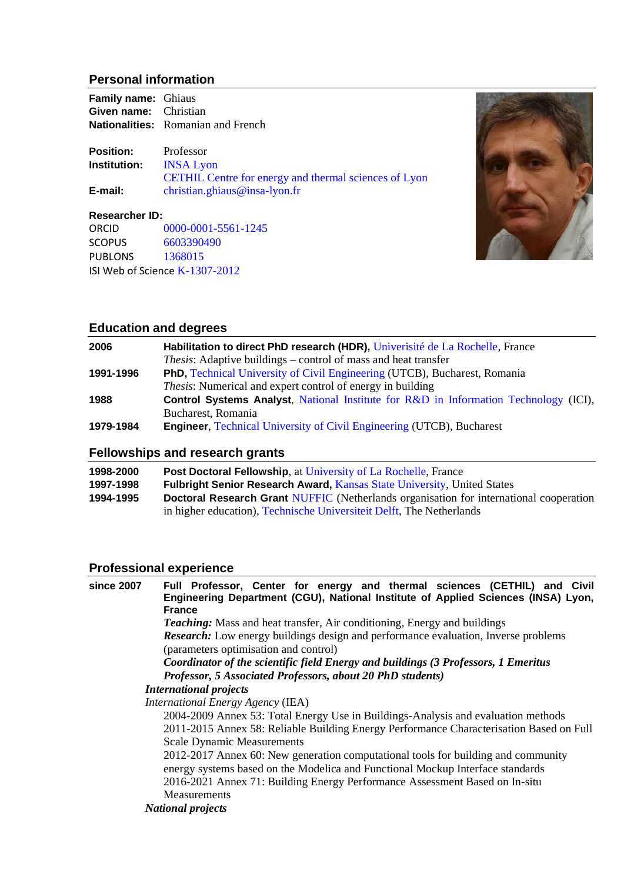## Personal information

**Family name:** Ghiaus
**Given name:** Christian
**Nationalities:** Romanian and French

**Position:** Professor
**Institution:** INSA Lyon
CETHIL Centre for energy and thermal sciences of Lyon
**E-mail:** christian.ghiaus@insa-lyon.fr

**Researcher ID:**
ORCID 0000-0001-5561-1245
SCOPUS 6603390490
PUBLONS 1368015
ISI Web of Science K-1307-2012

## Education and degrees

**2006** **Habilitation to direct PhD research (HDR),** Univerisité de La Rochelle, France
*Thesis*: Adaptive buildings – control of mass and heat transfer

**1991-1996** **PhD,** Technical University of Civil Engineering (UTCB), Bucharest, Romania
*Thesis*: Numerical and expert control of energy in building

**1988** **Control Systems Analyst**, National Institute for R&D in Information Technology (ICI), Bucharest, Romania

**1979-1984** **Engineer**, Technical University of Civil Engineering (UTCB), Bucharest

## Fellowships and research grants

**1998-2000** **Post Doctoral Fellowship**, at University of La Rochelle, France

**1997-1998** **Fulbright Senior Research Award,** Kansas State University, United States

**1994-1995** **Doctoral Research Grant** NUFFIC (Netherlands organisation for international cooperation in higher education), Technische Universiteit Delft, The Netherlands

## Professional experience

**since 2007** **Full Professor, Center for energy and thermal sciences (CETHIL) and Civil Engineering Department (CGU), National Institute of Applied Sciences (INSA) Lyon, France**

***Teaching:*** Mass and heat transfer, Air conditioning, Energy and buildings
***Research:*** Low energy buildings design and performance evaluation, Inverse problems (parameters optimisation and control)
***Coordinator of the scientific field Energy and buildings (3 Professors, 1 Emeritus Professor, 5 Associated Professors, about 20 PhD students)***

***International projects***

*International Energy Agency* (IEA)

2004-2009 Annex 53: Total Energy Use in Buildings-Analysis and evaluation methods
2011-2015 Annex 58: Reliable Building Energy Performance Characterisation Based on Full Scale Dynamic Measurements
2012-2017 Annex 60: New generation computational tools for building and community energy systems based on the Modelica and Functional Mockup Interface standards
2016-2021 Annex 71: Building Energy Performance Assessment Based on In-situ Measurements

***National projects***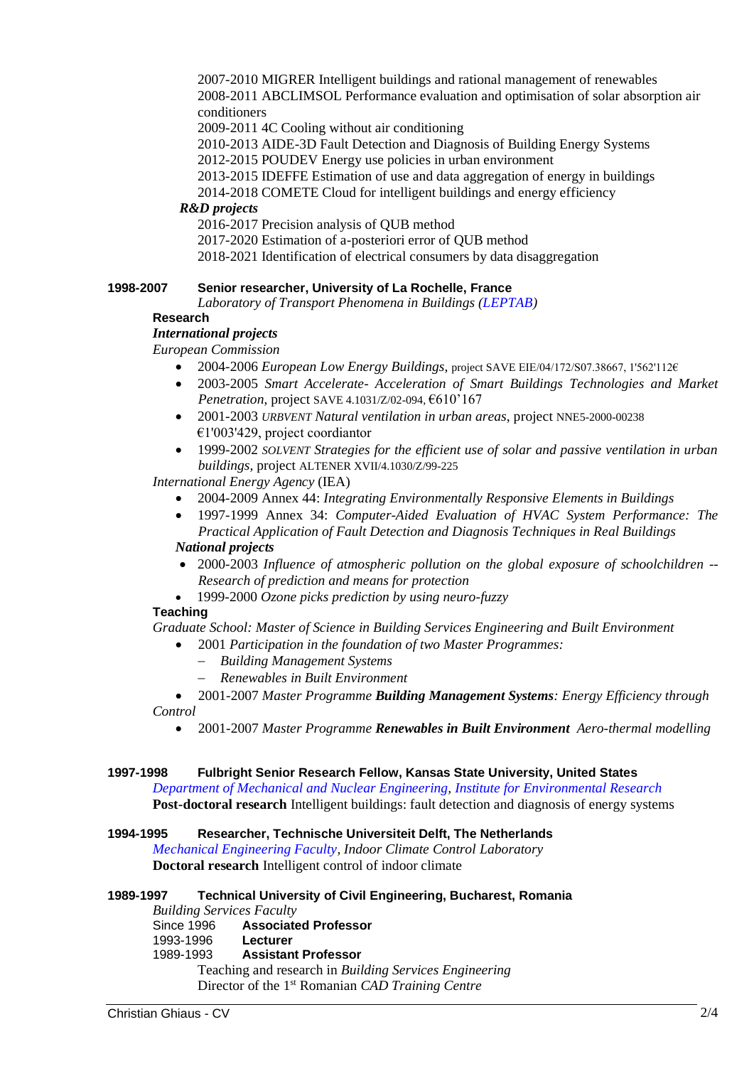2007-2010 MIGRER Intelligent buildings and rational management of renewables
2008-2011 ABCLIMSOL Performance evaluation and optimisation of solar absorption air conditioners
2009-2011 4C Cooling without air conditioning
2010-2013 AIDE-3D Fault Detection and Diagnosis of Building Energy Systems
2012-2015 POUDEV Energy use policies in urban environment
2013-2015 IDEFFE Estimation of use and data aggregation of energy in buildings
2014-2018 COMETE Cloud for intelligent buildings and energy efficiency

***R&D projects***

2016-2017 Precision analysis of QUB method
2017-2020 Estimation of a-posteriori error of QUB method
2018-2021 Identification of electrical consumers by data disaggregation

**1998-2007 Senior researcher, University of La Rochelle, France**

*Laboratory of Transport Phenomena in Buildings (LEPTAB)*

**Research**

***International projects***

*European Commission*

- 2004-2006 *European Low Energy Buildings*, project SAVE EIE/04/172/S07.38667, 1'562'112€
- 2003-2005 *Smart Accelerate- Acceleration of Smart Buildings Technologies and Market Penetration*, project SAVE 4.1031/Z/02-094, €610'167
- 2001-2003 *URBVENT Natural ventilation in urban areas*, project NNE5-2000-00238 €1'003'429, project coordiantor
- 1999-2002 *SOLVENT Strategies for the efficient use of solar and passive ventilation in urban buildings*, project ALTENER XVII/4.1030/Z/99-225

*International Energy Agency* (IEA)

- 2004-2009 Annex 44: *Integrating Environmentally Responsive Elements in Buildings*
- 1997-1999 Annex 34: *Computer-Aided Evaluation of HVAC System Performance: The Practical Application of Fault Detection and Diagnosis Techniques in Real Buildings*

***National projects***

- 2000-2003 *Influence of atmospheric pollution on the global exposure of schoolchildren -- Research of prediction and means for protection*
- 1999-2000 *Ozone picks prediction by using neuro-fuzzy*

**Teaching**

*Graduate School: Master of Science in Building Services Engineering and Built Environment*

- 2001 *Participation in the foundation of two Master Programmes:*
  - *Building Management Systems*
  - *Renewables in Built Environment*
- 2001-2007 *Master Programme **Building Management Systems**: Energy Efficiency through Control*
- 2001-2007 *Master Programme **Renewables in Built Environment** Aero-thermal modelling*

**1997-1998 Fulbright Senior Research Fellow, Kansas State University, United States**

*Department of Mechanical and Nuclear Engineering, Institute for Environmental Research*

**Post-doctoral research** Intelligent buildings: fault detection and diagnosis of energy systems

**1994-1995 Researcher, Technische Universiteit Delft, The Netherlands**

*Mechanical Engineering Faculty, Indoor Climate Control Laboratory*

**Doctoral research** Intelligent control of indoor climate

**1989-1997 Technical University of Civil Engineering, Bucharest, Romania**

*Building Services Faculty*

Since 1996 **Associated Professor**
1993-1996 **Lecturer**
1989-1993 **Assistant Professor**

Teaching and research in *Building Services Engineering*
Director of the 1st Romanian *CAD Training Centre*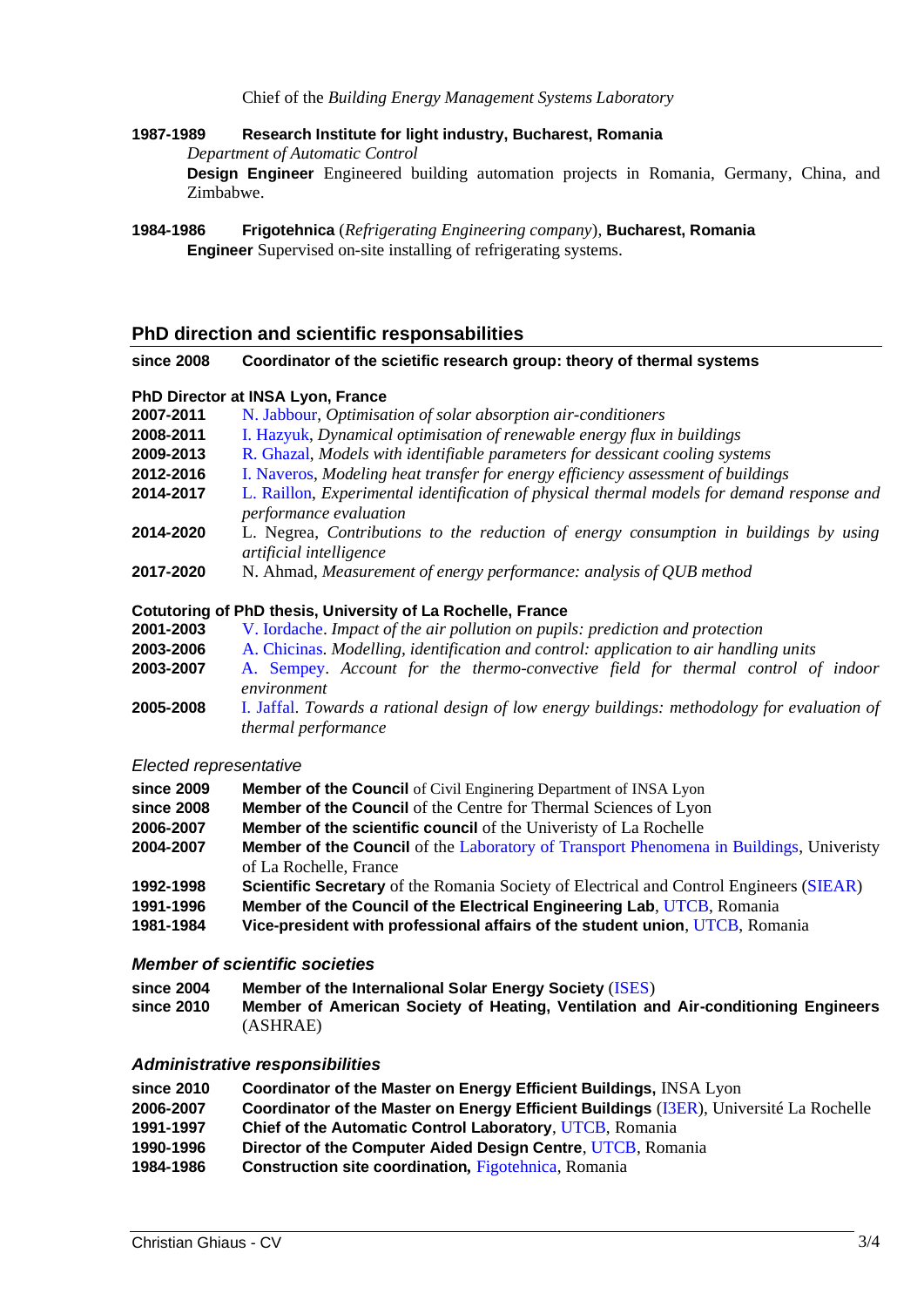Chief of the *Building Energy Management Systems Laboratory*

**1987-1989** **Research Institute for light industry, Bucharest, Romania**
*Department of Automatic Control*
**Design Engineer** Engineered building automation projects in Romania, Germany, China, and Zimbabwe.

**1984-1986** **Frigotehnica** (*Refrigerating Engineering company*), **Bucharest, Romania**
**Engineer** Supervised on-site installing of refrigerating systems.

## PhD direction and scientific responsabilities

**since 2008** **Coordinator of the scietific research group: theory of thermal systems**

**PhD Director at INSA Lyon, France**

**2007-2011** N. Jabbour, *Optimisation of solar absorption air-conditioners*
**2008-2011** I. Hazyuk, *Dynamical optimisation of renewable energy flux in buildings*
**2009-2013** R. Ghazal, *Models with identifiable parameters for dessicant cooling systems*
**2012-2016** I. Naveros, *Modeling heat transfer for energy efficiency assessment of buildings*
**2014-2017** L. Raillon, *Experimental identification of physical thermal models for demand response and performance evaluation*
**2014-2020** L. Negrea, *Contributions to the reduction of energy consumption in buildings by using artificial intelligence*
**2017-2020** N. Ahmad, *Measurement of energy performance: analysis of QUB method*

**Cotutoring of PhD thesis, University of La Rochelle, France**

**2001-2003** V. Iordache. *Impact of the air pollution on pupils: prediction and protection*
**2003-2006** A. Chicinas. *Modelling, identification and control: application to air handling units*
**2003-2007** A. Sempey. *Account for the thermo-convective field for thermal control of indoor environment*
**2005-2008** I. Jaffal. *Towards a rational design of low energy buildings: methodology for evaluation of thermal performance*

*Elected representative*

**since 2009** **Member of the Council** of Civil Enginering Department of INSA Lyon
**since 2008** **Member of the Council** of the Centre for Thermal Sciences of Lyon
**2006-2007** **Member of the scientific council** of the Univeristy of La Rochelle
**2004-2007** **Member of the Council** of the Laboratory of Transport Phenomena in Buildings, Univeristy of La Rochelle, France
**1992-1998** **Scientific Secretary** of the Romania Society of Electrical and Control Engineers (SIEAR)
**1991-1996** **Member of the Council of the Electrical Engineering Lab**, UTCB, Romania
**1981-1984** **Vice-president with professional affairs of the student union**, UTCB, Romania

### *Member of scientific societies*

**since 2004** **Member of the Internalional Solar Energy Society** (ISES)
**since 2010** **Member of American Society of Heating, Ventilation and Air-conditioning Engineers** (ASHRAE)

### *Administrative responsibilities*

**since 2010** **Coordinator of the Master on Energy Efficient Buildings,** INSA Lyon
**2006-2007** **Coordinator of the Master on Energy Efficient Buildings** (I3ER), Université La Rochelle
**1991-1997** **Chief of the Automatic Control Laboratory**, UTCB, Romania
**1990-1996** **Director of the Computer Aided Design Centre**, UTCB, Romania
**1984-1986** **Construction site coordination,** Figotehnica, Romania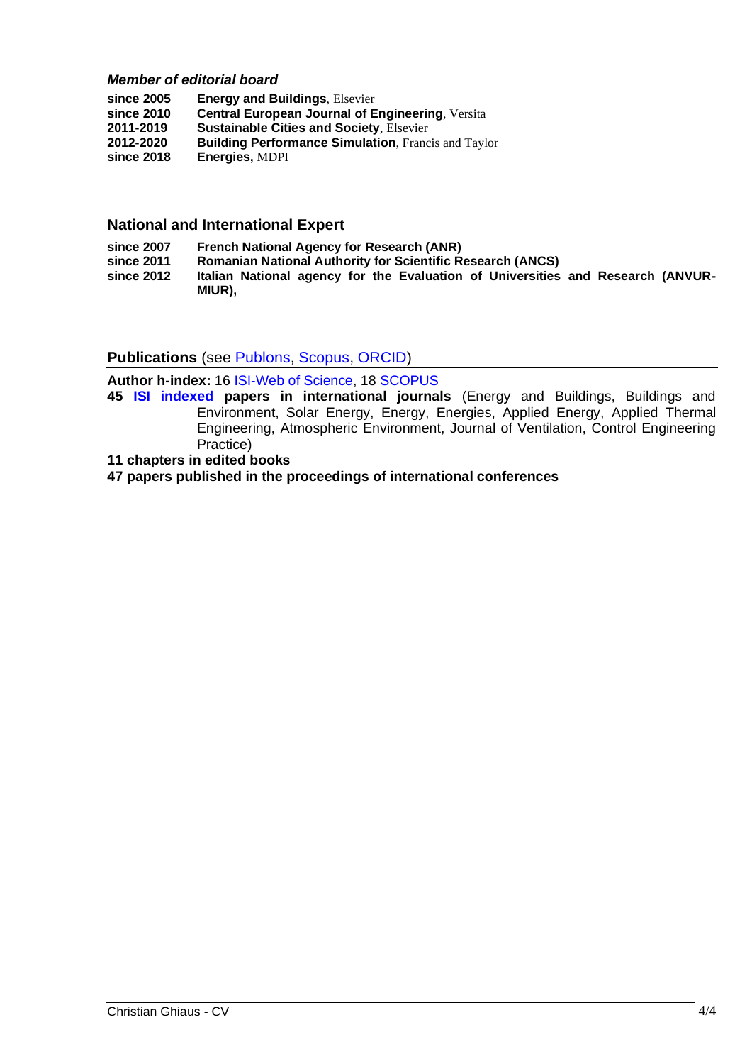### *Member of editorial board*

| | |
|---|---|
| **since 2005** | **Energy and Buildings**, Elsevier |
| **since 2010** | **Central European Journal of Engineering**, Versita |
| **2011-2019** | **Sustainable Cities and Society**, Elsevier |
| **2012-2020** | **Building Performance Simulation**, Francis and Taylor |
| **since 2018** | **Energies,** MDPI |

## National and International Expert

| | |
|---|---|
| **since 2007** | **French National Agency for Research (ANR)** |
| **since 2011** | **Romanian National Authority for Scientific Research (ANCS)** |
| **since 2012** | **Italian National agency for the Evaluation of Universities and Research (ANVUR-MIUR),** |

## **Publications** (see Publons, Scopus, ORCID)

**Author h-index:** 16 ISI-Web of Science, 18 SCOPUS

**45 ISI indexed papers in international journals** (Energy and Buildings, Buildings and Environment, Solar Energy, Energy, Energies, Applied Energy, Applied Thermal Engineering, Atmospheric Environment, Journal of Ventilation, Control Engineering Practice)

**11 chapters in edited books**

**47 papers published in the proceedings of international conferences**